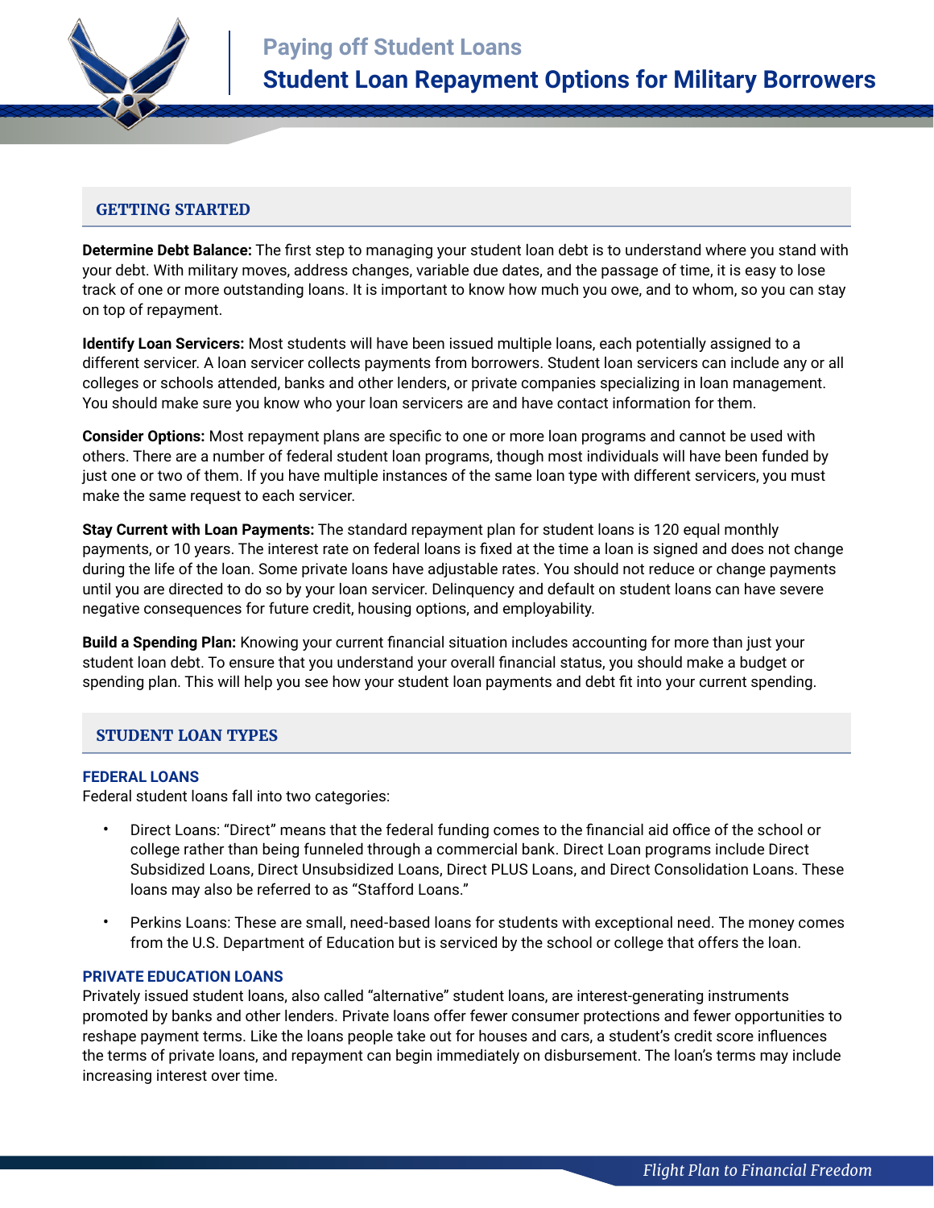# Paying off Student Loans

## Student Loan Repayment Options for Military Borrowers

### GETTING STARTED

**Determine Debt Balance:** The first step to managing your student loan debt is to understand where you stand with your debt. With military moves, address changes, variable due dates, and the passage of time, it is easy to lose track of one or more outstanding loans. It is important to know how much you owe, and to whom, so you can stay on top of repayment.

**Identify Loan Servicers:** Most students will have been issued multiple loans, each potentially assigned to a different servicer. A loan servicer collects payments from borrowers. Student loan servicers can include any or all colleges or schools attended, banks and other lenders, or private companies specializing in loan management. You should make sure you know who your loan servicers are and have contact information for them.

**Consider Options:** Most repayment plans are specific to one or more loan programs and cannot be used with others. There are a number of federal student loan programs, though most individuals will have been funded by just one or two of them. If you have multiple instances of the same loan type with different servicers, you must make the same request to each servicer.

**Stay Current with Loan Payments:** The standard repayment plan for student loans is 120 equal monthly payments, or 10 years. The interest rate on federal loans is fixed at the time a loan is signed and does not change during the life of the loan. Some private loans have adjustable rates. You should not reduce or change payments until you are directed to do so by your loan servicer. Delinquency and default on student loans can have severe negative consequences for future credit, housing options, and employability.

**Build a Spending Plan:** Knowing your current financial situation includes accounting for more than just your student loan debt. To ensure that you understand your overall financial status, you should make a budget or spending plan. This will help you see how your student loan payments and debt fit into your current spending.

### STUDENT LOAN TYPES

#### FEDERAL LOANS

Federal student loans fall into two categories:

- Direct Loans: “Direct” means that the federal funding comes to the financial aid office of the school or college rather than being funneled through a commercial bank. Direct Loan programs include Direct Subsidized Loans, Direct Unsubsidized Loans, Direct PLUS Loans, and Direct Consolidation Loans. These loans may also be referred to as “Stafford Loans.”
- Perkins Loans: These are small, need-based loans for students with exceptional need. The money comes from the U.S. Department of Education but is serviced by the school or college that offers the loan.

#### PRIVATE EDUCATION LOANS

Privately issued student loans, also called “alternative” student loans, are interest-generating instruments promoted by banks and other lenders. Private loans offer fewer consumer protections and fewer opportunities to reshape payment terms. Like the loans people take out for houses and cars, a student’s credit score influences the terms of private loans, and repayment can begin immediately on disbursement. The loan’s terms may include increasing interest over time.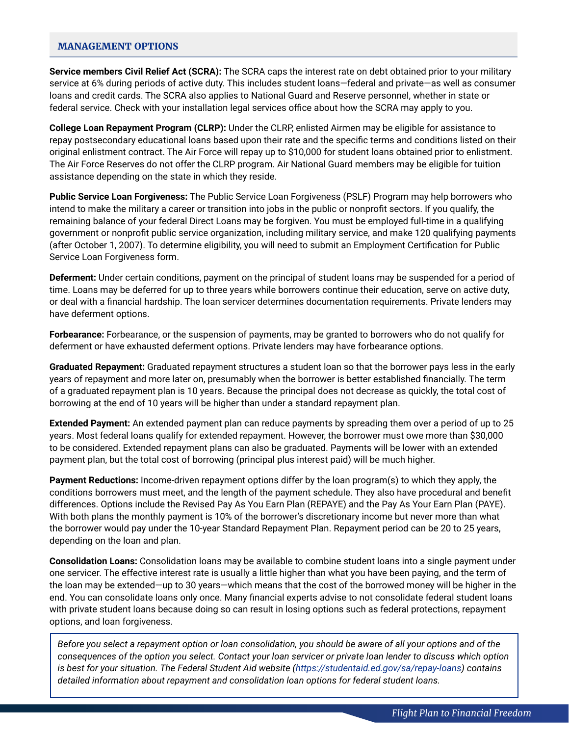## MANAGEMENT OPTIONS

**Service members Civil Relief Act (SCRA):** The SCRA caps the interest rate on debt obtained prior to your military service at 6% during periods of active duty. This includes student loans—federal and private—as well as consumer loans and credit cards. The SCRA also applies to National Guard and Reserve personnel, whether in state or federal service. Check with your installation legal services office about how the SCRA may apply to you.

**College Loan Repayment Program (CLRP):** Under the CLRP, enlisted Airmen may be eligible for assistance to repay postsecondary educational loans based upon their rate and the specific terms and conditions listed on their original enlistment contract. The Air Force will repay up to $10,000 for student loans obtained prior to enlistment. The Air Force Reserves do not offer the CLRP program. Air National Guard members may be eligible for tuition assistance depending on the state in which they reside.

**Public Service Loan Forgiveness:** The Public Service Loan Forgiveness (PSLF) Program may help borrowers who intend to make the military a career or transition into jobs in the public or nonprofit sectors. If you qualify, the remaining balance of your federal Direct Loans may be forgiven. You must be employed full-time in a qualifying government or nonprofit public service organization, including military service, and make 120 qualifying payments (after October 1, 2007). To determine eligibility, you will need to submit an Employment Certification for Public Service Loan Forgiveness form.

**Deferment:** Under certain conditions, payment on the principal of student loans may be suspended for a period of time. Loans may be deferred for up to three years while borrowers continue their education, serve on active duty, or deal with a financial hardship. The loan servicer determines documentation requirements. Private lenders may have deferment options.

**Forbearance:** Forbearance, or the suspension of payments, may be granted to borrowers who do not qualify for deferment or have exhausted deferment options. Private lenders may have forbearance options.

**Graduated Repayment:** Graduated repayment structures a student loan so that the borrower pays less in the early years of repayment and more later on, presumably when the borrower is better established financially. The term of a graduated repayment plan is 10 years. Because the principal does not decrease as quickly, the total cost of borrowing at the end of 10 years will be higher than under a standard repayment plan.

**Extended Payment:** An extended payment plan can reduce payments by spreading them over a period of up to 25 years. Most federal loans qualify for extended repayment. However, the borrower must owe more than $30,000 to be considered. Extended repayment plans can also be graduated. Payments will be lower with an extended payment plan, but the total cost of borrowing (principal plus interest paid) will be much higher.

**Payment Reductions:** Income-driven repayment options differ by the loan program(s) to which they apply, the conditions borrowers must meet, and the length of the payment schedule. They also have procedural and benefit differences. Options include the Revised Pay As You Earn Plan (REPAYE) and the Pay As Your Earn Plan (PAYE). With both plans the monthly payment is 10% of the borrower's discretionary income but never more than what the borrower would pay under the 10-year Standard Repayment Plan. Repayment period can be 20 to 25 years, depending on the loan and plan.

**Consolidation Loans:** Consolidation loans may be available to combine student loans into a single payment under one servicer. The effective interest rate is usually a little higher than what you have been paying, and the term of the loan may be extended—up to 30 years—which means that the cost of the borrowed money will be higher in the end. You can consolidate loans only once. Many financial experts advise to not consolidate federal student loans with private student loans because doing so can result in losing options such as federal protections, repayment options, and loan forgiveness.

*Before you select a repayment option or loan consolidation, you should be aware of all your options and of the consequences of the option you select. Contact your loan servicer or private loan lender to discuss which option is best for your situation. The Federal Student Aid website (https://studentaid.ed.gov/sa/repay-loans) contains detailed information about repayment and consolidation loan options for federal student loans.*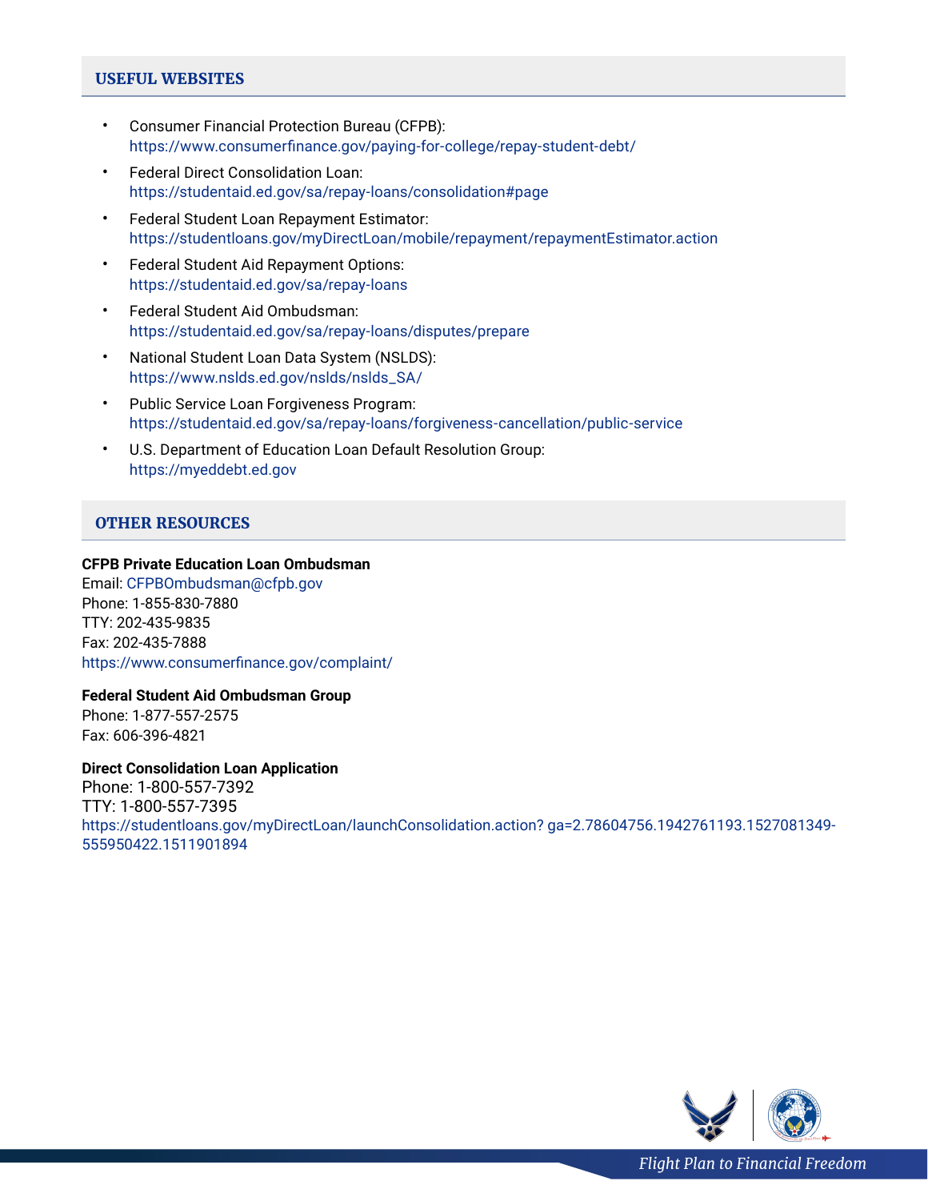## USEFUL WEBSITES

- Consumer Financial Protection Bureau (CFPB): https://www.consumerfinance.gov/paying-for-college/repay-student-debt/
- Federal Direct Consolidation Loan: https://studentaid.ed.gov/sa/repay-loans/consolidation#page
- Federal Student Loan Repayment Estimator: https://studentloans.gov/myDirectLoan/mobile/repayment/repaymentEstimator.action
- Federal Student Aid Repayment Options: https://studentaid.ed.gov/sa/repay-loans
- Federal Student Aid Ombudsman: https://studentaid.ed.gov/sa/repay-loans/disputes/prepare
- National Student Loan Data System (NSLDS): https://www.nslds.ed.gov/nslds/nslds_SA/
- Public Service Loan Forgiveness Program: https://studentaid.ed.gov/sa/repay-loans/forgiveness-cancellation/public-service
- U.S. Department of Education Loan Default Resolution Group: https://myeddebt.ed.gov

## OTHER RESOURCES

**CFPB Private Education Loan Ombudsman**
Email: CFPBOmbudsman@cfpb.gov
Phone: 1-855-830-7880
TTY: 202-435-9835
Fax: 202-435-7888
https://www.consumerfinance.gov/complaint/

**Federal Student Aid Ombudsman Group**
Phone: 1-877-557-2575
Fax: 606-396-4821

**Direct Consolidation Loan Application**
Phone: 1-800-557-7392
TTY: 1-800-557-7395
https://studentloans.gov/myDirectLoan/launchConsolidation.action? ga=2.78604756.1942761193.1527081349-555950422.1511901894